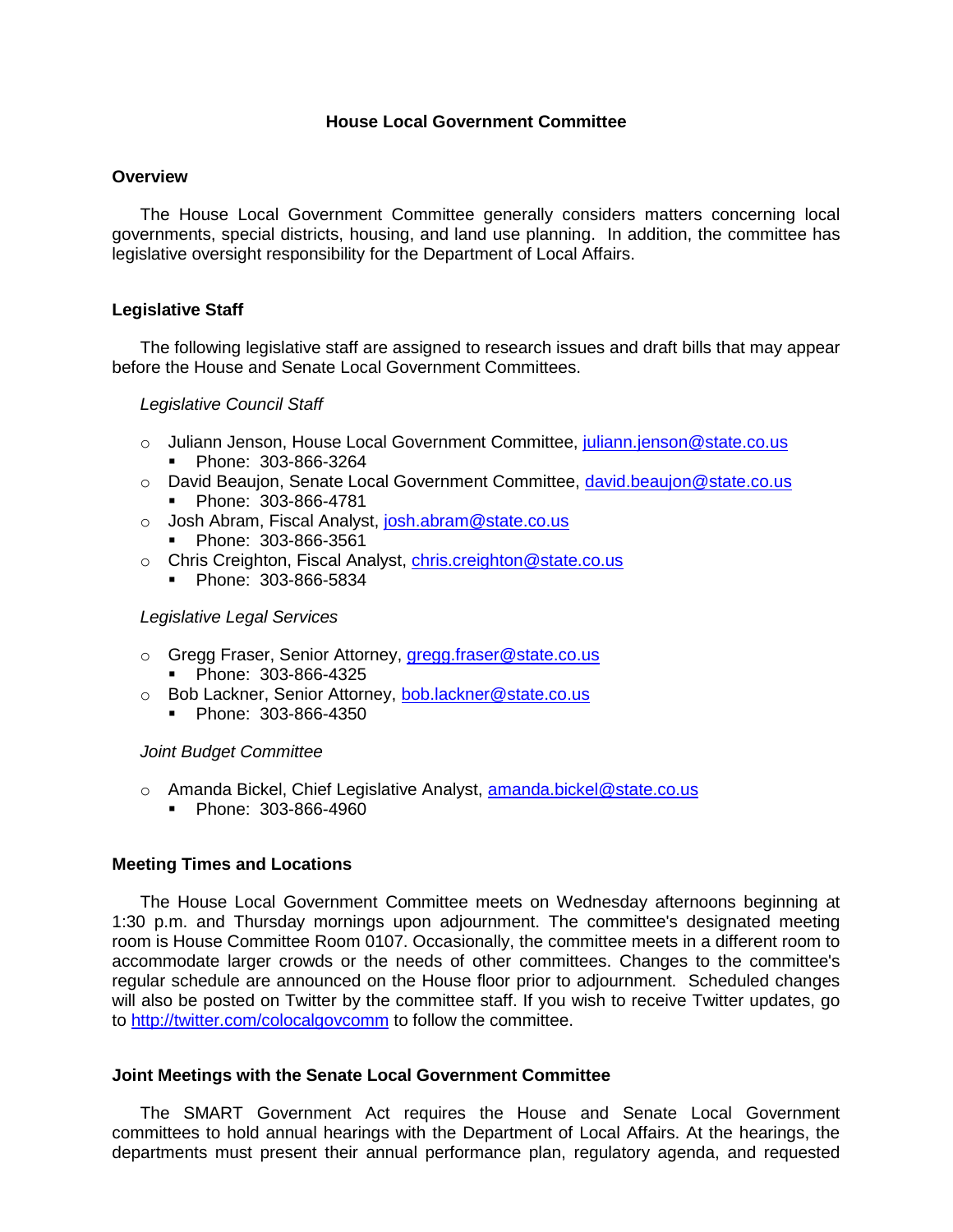# House Local Government Committee

## Overview

The House Local Government Committee generally considers matters concerning local governments, special districts, housing, and land use planning. In addition, the committee has legislative oversight responsibility for the Department of Local Affairs.

## Legislative Staff

The following legislative staff are assigned to research issues and draft bills that may appear before the House and Senate Local Government Committees.

*Legislative Council Staff*

- Juliann Jenson, House Local Government Committee, juliann.jenson@state.co.us
  - Phone: 303-866-3264
- David Beaujon, Senate Local Government Committee, david.beaujon@state.co.us
  - Phone: 303-866-4781
- Josh Abram, Fiscal Analyst, josh.abram@state.co.us
  - Phone: 303-866-3561
- Chris Creighton, Fiscal Analyst, chris.creighton@state.co.us
  - Phone: 303-866-5834

*Legislative Legal Services*

- Gregg Fraser, Senior Attorney, gregg.fraser@state.co.us
  - Phone: 303-866-4325
- Bob Lackner, Senior Attorney, bob.lackner@state.co.us
  - Phone: 303-866-4350

*Joint Budget Committee*

- Amanda Bickel, Chief Legislative Analyst, amanda.bickel@state.co.us
  - Phone: 303-866-4960

## Meeting Times and Locations

The House Local Government Committee meets on Wednesday afternoons beginning at 1:30 p.m. and Thursday mornings upon adjournment. The committee's designated meeting room is House Committee Room 0107. Occasionally, the committee meets in a different room to accommodate larger crowds or the needs of other committees. Changes to the committee's regular schedule are announced on the House floor prior to adjournment. Scheduled changes will also be posted on Twitter by the committee staff. If you wish to receive Twitter updates, go to http://twitter.com/colocalgovcomm to follow the committee.

## Joint Meetings with the Senate Local Government Committee

The SMART Government Act requires the House and Senate Local Government committees to hold annual hearings with the Department of Local Affairs. At the hearings, the departments must present their annual performance plan, regulatory agenda, and requested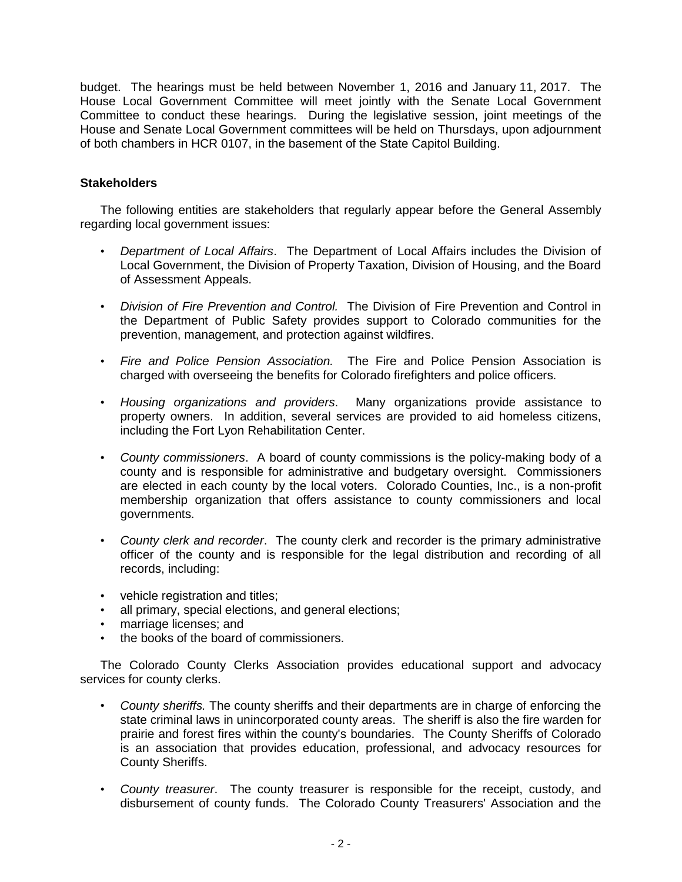budget. The hearings must be held between November 1, 2016 and January 11, 2017. The House Local Government Committee will meet jointly with the Senate Local Government Committee to conduct these hearings. During the legislative session, joint meetings of the House and Senate Local Government committees will be held on Thursdays, upon adjournment of both chambers in HCR 0107, in the basement of the State Capitol Building.

**Stakeholders**

The following entities are stakeholders that regularly appear before the General Assembly regarding local government issues:

- *Department of Local Affairs*. The Department of Local Affairs includes the Division of Local Government, the Division of Property Taxation, Division of Housing, and the Board of Assessment Appeals.
- *Division of Fire Prevention and Control.* The Division of Fire Prevention and Control in the Department of Public Safety provides support to Colorado communities for the prevention, management, and protection against wildfires.
- *Fire and Police Pension Association.* The Fire and Police Pension Association is charged with overseeing the benefits for Colorado firefighters and police officers.
- *Housing organizations and providers*. Many organizations provide assistance to property owners. In addition, several services are provided to aid homeless citizens, including the Fort Lyon Rehabilitation Center.
- *County commissioners*. A board of county commissions is the policy-making body of a county and is responsible for administrative and budgetary oversight. Commissioners are elected in each county by the local voters. Colorado Counties, Inc., is a non-profit membership organization that offers assistance to county commissioners and local governments.
- *County clerk and recorder*. The county clerk and recorder is the primary administrative officer of the county and is responsible for the legal distribution and recording of all records, including:
- vehicle registration and titles;
- all primary, special elections, and general elections;
- marriage licenses; and
- the books of the board of commissioners.

The Colorado County Clerks Association provides educational support and advocacy services for county clerks.

- *County sheriffs.* The county sheriffs and their departments are in charge of enforcing the state criminal laws in unincorporated county areas. The sheriff is also the fire warden for prairie and forest fires within the county's boundaries. The County Sheriffs of Colorado is an association that provides education, professional, and advocacy resources for County Sheriffs.
- *County treasurer*. The county treasurer is responsible for the receipt, custody, and disbursement of county funds. The Colorado County Treasurers' Association and the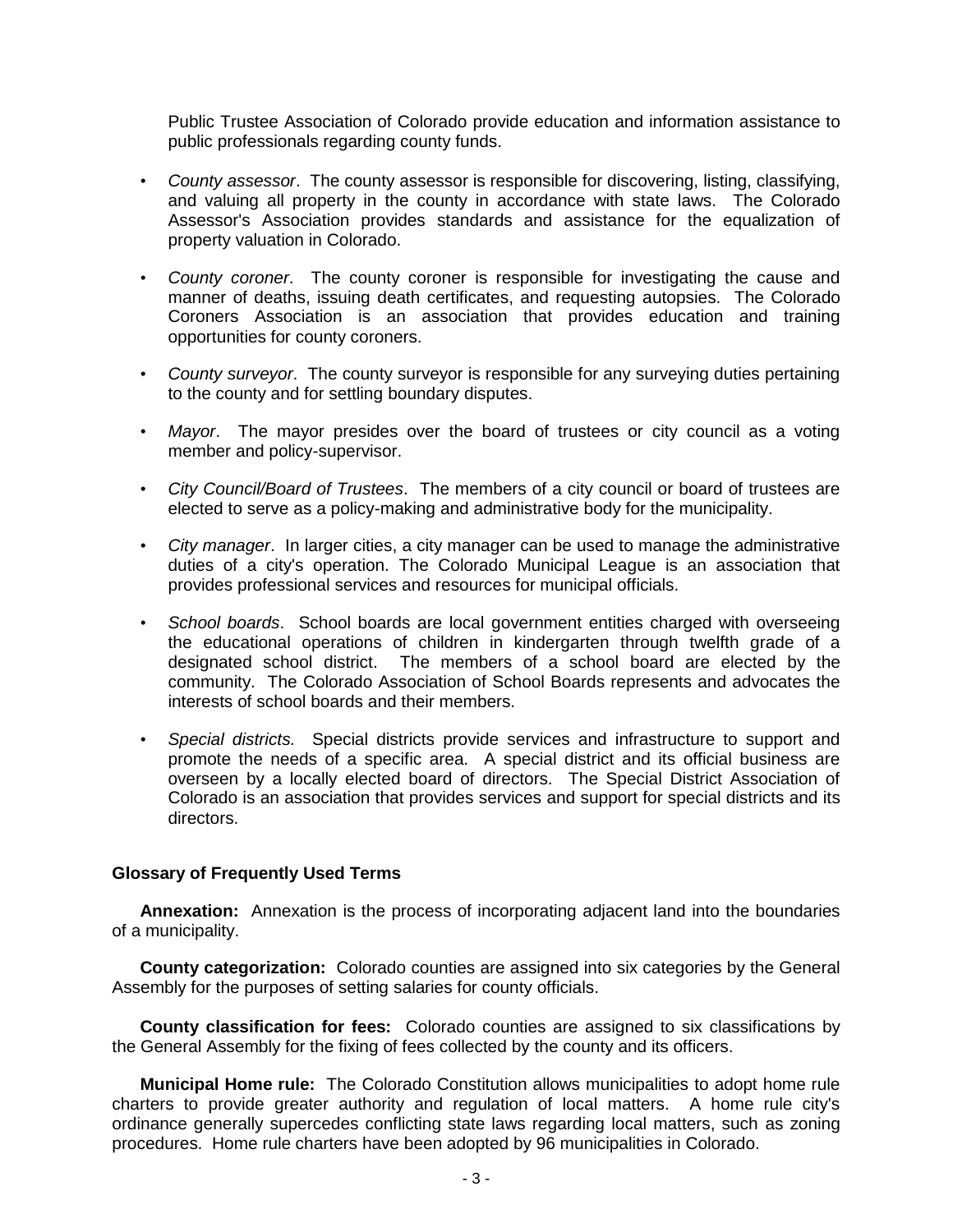Public Trustee Association of Colorado provide education and information assistance to public professionals regarding county funds.

- *County assessor*. The county assessor is responsible for discovering, listing, classifying, and valuing all property in the county in accordance with state laws. The Colorado Assessor's Association provides standards and assistance for the equalization of property valuation in Colorado.
- *County coroner*. The county coroner is responsible for investigating the cause and manner of deaths, issuing death certificates, and requesting autopsies. The Colorado Coroners Association is an association that provides education and training opportunities for county coroners.
- *County surveyor*. The county surveyor is responsible for any surveying duties pertaining to the county and for settling boundary disputes.
- *Mayor*. The mayor presides over the board of trustees or city council as a voting member and policy-supervisor.
- *City Council/Board of Trustees*. The members of a city council or board of trustees are elected to serve as a policy-making and administrative body for the municipality.
- *City manager*. In larger cities, a city manager can be used to manage the administrative duties of a city's operation. The Colorado Municipal League is an association that provides professional services and resources for municipal officials.
- *School boards*. School boards are local government entities charged with overseeing the educational operations of children in kindergarten through twelfth grade of a designated school district. The members of a school board are elected by the community. The Colorado Association of School Boards represents and advocates the interests of school boards and their members.
- *Special districts.* Special districts provide services and infrastructure to support and promote the needs of a specific area. A special district and its official business are overseen by a locally elected board of directors. The Special District Association of Colorado is an association that provides services and support for special districts and its directors.

### Glossary of Frequently Used Terms

**Annexation:** Annexation is the process of incorporating adjacent land into the boundaries of a municipality.

**County categorization:** Colorado counties are assigned into six categories by the General Assembly for the purposes of setting salaries for county officials.

**County classification for fees:** Colorado counties are assigned to six classifications by the General Assembly for the fixing of fees collected by the county and its officers.

**Municipal Home rule:** The Colorado Constitution allows municipalities to adopt home rule charters to provide greater authority and regulation of local matters. A home rule city's ordinance generally supercedes conflicting state laws regarding local matters, such as zoning procedures. Home rule charters have been adopted by 96 municipalities in Colorado.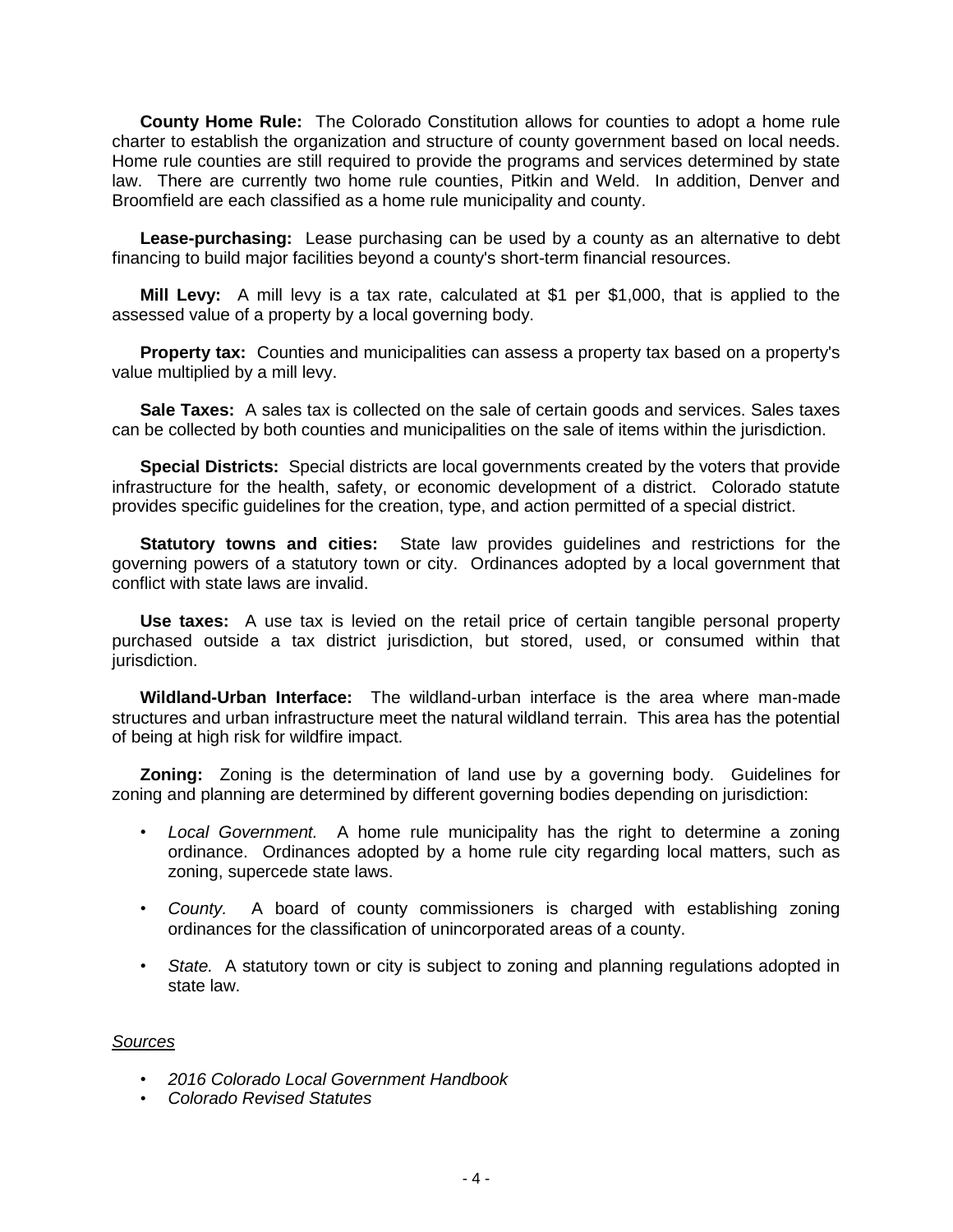**County Home Rule:** The Colorado Constitution allows for counties to adopt a home rule charter to establish the organization and structure of county government based on local needs. Home rule counties are still required to provide the programs and services determined by state law. There are currently two home rule counties, Pitkin and Weld. In addition, Denver and Broomfield are each classified as a home rule municipality and county.

**Lease-purchasing:** Lease purchasing can be used by a county as an alternative to debt financing to build major facilities beyond a county's short-term financial resources.

**Mill Levy:** A mill levy is a tax rate, calculated at $1 per $1,000, that is applied to the assessed value of a property by a local governing body.

**Property tax:** Counties and municipalities can assess a property tax based on a property's value multiplied by a mill levy.

**Sale Taxes:** A sales tax is collected on the sale of certain goods and services. Sales taxes can be collected by both counties and municipalities on the sale of items within the jurisdiction.

**Special Districts:** Special districts are local governments created by the voters that provide infrastructure for the health, safety, or economic development of a district. Colorado statute provides specific guidelines for the creation, type, and action permitted of a special district.

**Statutory towns and cities:** State law provides guidelines and restrictions for the governing powers of a statutory town or city. Ordinances adopted by a local government that conflict with state laws are invalid.

**Use taxes:** A use tax is levied on the retail price of certain tangible personal property purchased outside a tax district jurisdiction, but stored, used, or consumed within that jurisdiction.

**Wildland-Urban Interface:** The wildland-urban interface is the area where man-made structures and urban infrastructure meet the natural wildland terrain. This area has the potential of being at high risk for wildfire impact.

**Zoning:** Zoning is the determination of land use by a governing body. Guidelines for zoning and planning are determined by different governing bodies depending on jurisdiction:

- *Local Government.* A home rule municipality has the right to determine a zoning ordinance. Ordinances adopted by a home rule city regarding local matters, such as zoning, supercede state laws.
- *County.* A board of county commissioners is charged with establishing zoning ordinances for the classification of unincorporated areas of a county.
- *State.* A statutory town or city is subject to zoning and planning regulations adopted in state law.

<u>*Sources*</u>

- *2016 Colorado Local Government Handbook*
- *Colorado Revised Statutes*